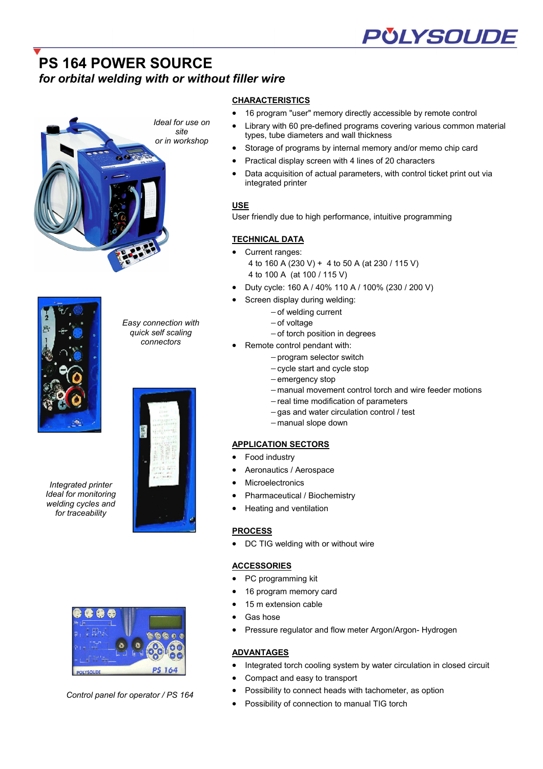# PS 164 POWER SOURCE

*for orbital welding with or without filler wire*

*Ideal for use on site or in workshop*

*Easy connection with quick self scaling connectors*

*Integrated printer Ideal for monitoring welding cycles and for traceability*

*Control panel for operator / PS 164*

## CHARACTERISTICS

- 16 program "user" memory directly accessible by remote control
- Library with 60 pre-defined programs covering various common material types, tube diameters and wall thickness
- Storage of programs by internal memory and/or memo chip card
- Practical display screen with 4 lines of 20 characters
- Data acquisition of actual parameters, with control ticket print out via integrated printer

## USE

User friendly due to high performance, intuitive programming

## TECHNICAL DATA

- Current ranges:
  4 to 160 A (230 V) + 4 to 50 A (at 230 / 115 V)
  4 to 100 A (at 100 / 115 V)
- Duty cycle: 160 A / 40% 110 A / 100% (230 / 200 V)
- Screen display during welding:
  - of welding current
  - of voltage
  - of torch position in degrees
- Remote control pendant with:
  - program selector switch
  - cycle start and cycle stop
  - emergency stop
  - manual movement control torch and wire feeder motions
  - real time modification of parameters
  - gas and water circulation control / test
  - manual slope down

## APPLICATION SECTORS

- Food industry
- Aeronautics / Aerospace
- Microelectronics
- Pharmaceutical / Biochemistry
- Heating and ventilation

## PROCESS

- DC TIG welding with or without wire

## ACCESSORIES

- PC programming kit
- 16 program memory card
- 15 m extension cable
- Gas hose
- Pressure regulator and flow meter Argon/Argon- Hydrogen

## ADVANTAGES

- Integrated torch cooling system by water circulation in closed circuit
- Compact and easy to transport
- Possibility to connect heads with tachometer, as option
- Possibility of connection to manual TIG torch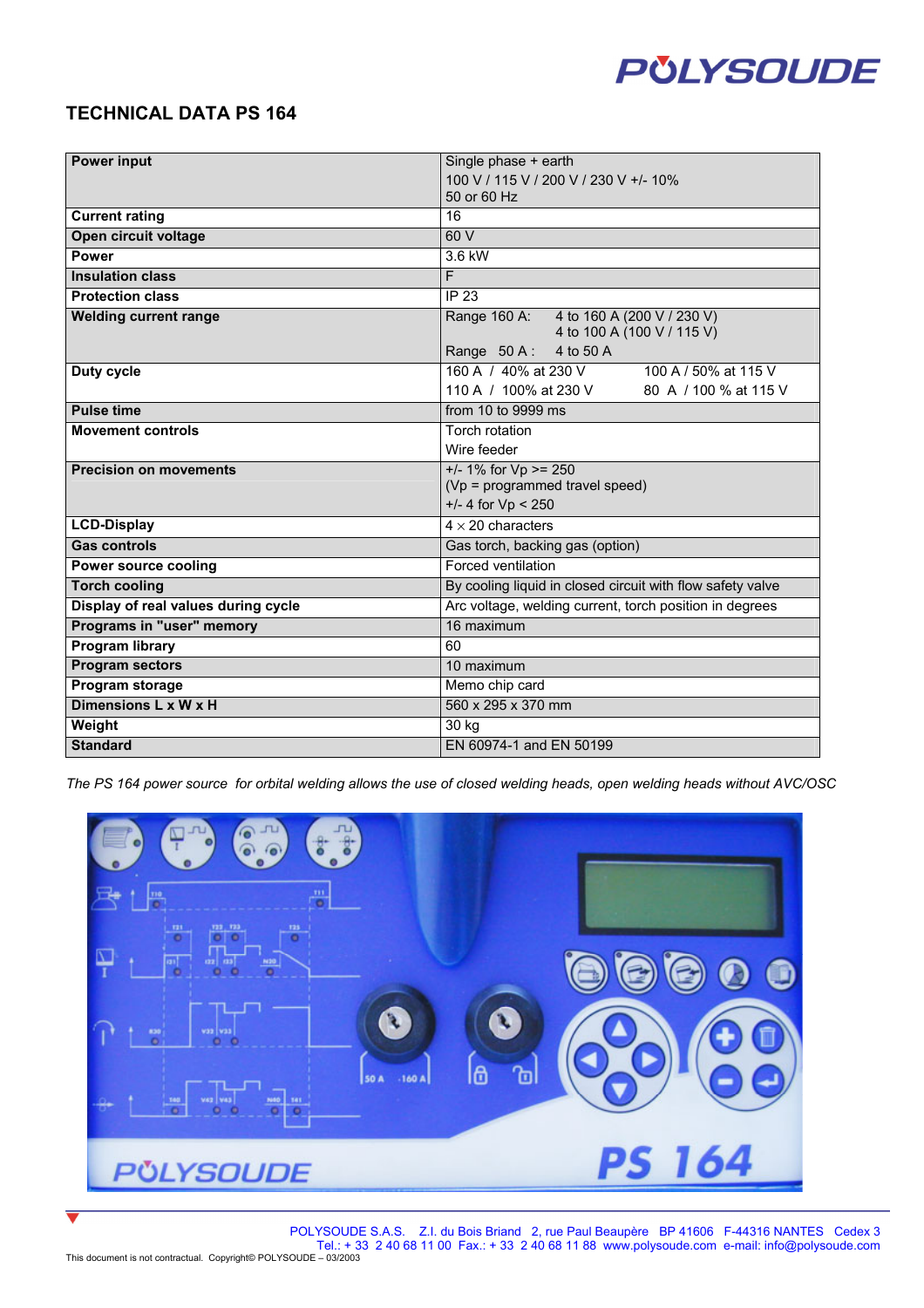## TECHNICAL DATA PS 164

| | |
|---|---|
| **Power input** | Single phase + earth<br>100 V / 115 V / 200 V / 230 V +/- 10%<br>50 or 60 Hz |
| **Current rating** | 16 |
| **Open circuit voltage** | 60 V |
| **Power** | 3.6 kW |
| **Insulation class** | F |
| **Protection class** | IP 23 |
| **Welding current range** | Range 160 A: 4 to 160 A (200 V / 230 V)<br>4 to 100 A (100 V / 115 V)<br>Range 50 A : 4 to 50 A |
| **Duty cycle** | 160 A / 40% at 230 V 100 A / 50% at 115 V<br>110 A / 100% at 230 V 80 A / 100 % at 115 V |
| **Pulse time** | from 10 to 9999 ms |
| **Movement controls** | Torch rotation<br>Wire feeder |
| **Precision on movements** | +/- 1% for Vp >= 250<br>(Vp = programmed travel speed)<br>+/- 4 for Vp < 250 |
| **LCD-Display** | 4 × 20 characters |
| **Gas controls** | Gas torch, backing gas (option) |
| **Power source cooling** | Forced ventilation |
| **Torch cooling** | By cooling liquid in closed circuit with flow safety valve |
| **Display of real values during cycle** | Arc voltage, welding current, torch position in degrees |
| **Programs in "user" memory** | 16 maximum |
| **Program library** | 60 |
| **Program sectors** | 10 maximum |
| **Program storage** | Memo chip card |
| **Dimensions L x W x H** | 560 x 295 x 370 mm |
| **Weight** | 30 kg |
| **Standard** | EN 60974-1 and EN 50199 |

*The PS 164 power source for orbital welding allows the use of closed welding heads, open welding heads without AVC/OSC*

POLYSOUDE S.A.S. Z.I. du Bois Briand 2, rue Paul Beaupère BP 41606 F-44316 NANTES Cedex 3
Tel.: + 33 2 40 68 11 00 Fax.: + 33 2 40 68 11 88 www.polysoude.com e-mail: info@polysoude.com

This document is not contractual. Copyright© POLYSOUDE – 03/2003